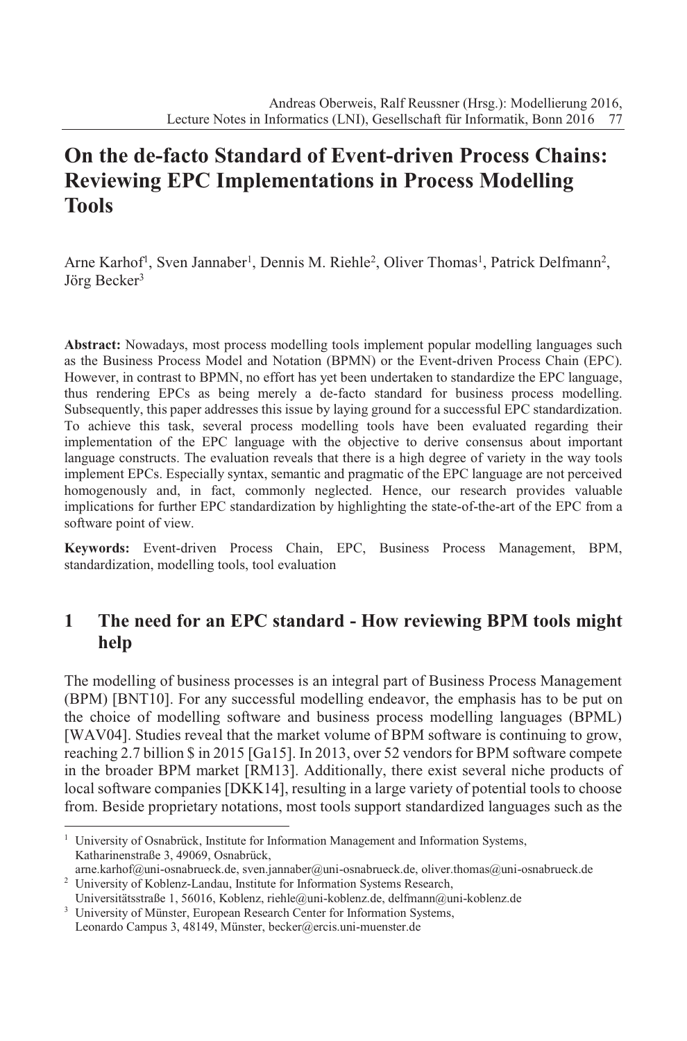# On the de-facto Standard of Event-driven Process Chains: Reviewing EPC Implementations in Process Modelling Tools

Arne Karhof[1], Sven Jannaber[1], Dennis M. Riehle[2], Oliver Thomas[1], Patrick Delfmann[2], Jörg Becker[3]

**Abstract:** Nowadays, most process modelling tools implement popular modelling languages such as the Business Process Model and Notation (BPMN) or the Event-driven Process Chain (EPC). However, in contrast to BPMN, no effort has yet been undertaken to standardize the EPC language, thus rendering EPCs as being merely a de-facto standard for business process modelling. Subsequently, this paper addresses this issue by laying ground for a successful EPC standardization. To achieve this task, several process modelling tools have been evaluated regarding their implementation of the EPC language with the objective to derive consensus about important language constructs. The evaluation reveals that there is a high degree of variety in the way tools implement EPCs. Especially syntax, semantic and pragmatic of the EPC language are not perceived homogenously and, in fact, commonly neglected. Hence, our research provides valuable implications for further EPC standardization by highlighting the state-of-the-art of the EPC from a software point of view.

**Keywords:** Event-driven Process Chain, EPC, Business Process Management, BPM, standardization, modelling tools, tool evaluation

## 1 The need for an EPC standard - How reviewing BPM tools might help

The modelling of business processes is an integral part of Business Process Management (BPM) [BNT10]. For any successful modelling endeavor, the emphasis has to be put on the choice of modelling software and business process modelling languages (BPML) [WAV04]. Studies reveal that the market volume of BPM software is continuing to grow, reaching 2.7 billion $ in 2015 [Ga15]. In 2013, over 52 vendors for BPM software compete in the broader BPM market [RM13]. Additionally, there exist several niche products of local software companies [DKK14], resulting in a large variety of potential tools to choose from. Beside proprietary notations, most tools support standardized languages such as the

---

[1] University of Osnabrück, Institute for Information Management and Information Systems, Katharinenstraße 3, 49069, Osnabrück, arne.karhof@uni-osnabrueck.de, sven.jannaber@uni-osnabrueck.de, oliver.thomas@uni-osnabrueck.de

[2] University of Koblenz-Landau, Institute for Information Systems Research, Universitätsstraße 1, 56016, Koblenz, riehle@uni-koblenz.de, delfmann@uni-koblenz.de

[3] University of Münster, European Research Center for Information Systems, Leonardo Campus 3, 48149, Münster, becker@ercis.uni-muenster.de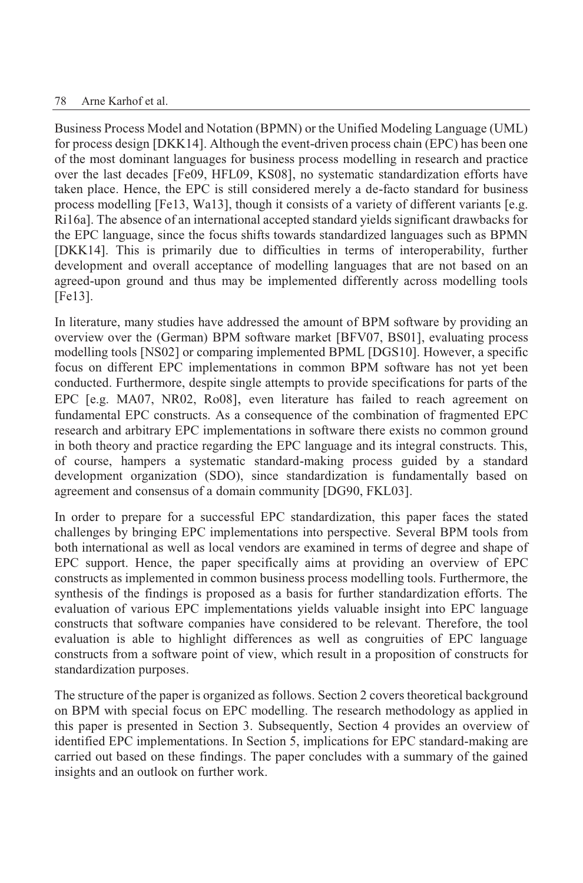Business Process Model and Notation (BPMN) or the Unified Modeling Language (UML) for process design [DKK14]. Although the event-driven process chain (EPC) has been one of the most dominant languages for business process modelling in research and practice over the last decades [Fe09, HFL09, KS08], no systematic standardization efforts have taken place. Hence, the EPC is still considered merely a de-facto standard for business process modelling [Fe13, Wa13], though it consists of a variety of different variants [e.g. Ri16a]. The absence of an international accepted standard yields significant drawbacks for the EPC language, since the focus shifts towards standardized languages such as BPMN [DKK14]. This is primarily due to difficulties in terms of interoperability, further development and overall acceptance of modelling languages that are not based on an agreed-upon ground and thus may be implemented differently across modelling tools [Fe13].

In literature, many studies have addressed the amount of BPM software by providing an overview over the (German) BPM software market [BFV07, BS01], evaluating process modelling tools [NS02] or comparing implemented BPML [DGS10]. However, a specific focus on different EPC implementations in common BPM software has not yet been conducted. Furthermore, despite single attempts to provide specifications for parts of the EPC [e.g. MA07, NR02, Ro08], even literature has failed to reach agreement on fundamental EPC constructs. As a consequence of the combination of fragmented EPC research and arbitrary EPC implementations in software there exists no common ground in both theory and practice regarding the EPC language and its integral constructs. This, of course, hampers a systematic standard-making process guided by a standard development organization (SDO), since standardization is fundamentally based on agreement and consensus of a domain community [DG90, FKL03].

In order to prepare for a successful EPC standardization, this paper faces the stated challenges by bringing EPC implementations into perspective. Several BPM tools from both international as well as local vendors are examined in terms of degree and shape of EPC support. Hence, the paper specifically aims at providing an overview of EPC constructs as implemented in common business process modelling tools. Furthermore, the synthesis of the findings is proposed as a basis for further standardization efforts. The evaluation of various EPC implementations yields valuable insight into EPC language constructs that software companies have considered to be relevant. Therefore, the tool evaluation is able to highlight differences as well as congruities of EPC language constructs from a software point of view, which result in a proposition of constructs for standardization purposes.

The structure of the paper is organized as follows. Section 2 covers theoretical background on BPM with special focus on EPC modelling. The research methodology as applied in this paper is presented in Section 3. Subsequently, Section 4 provides an overview of identified EPC implementations. In Section 5, implications for EPC standard-making are carried out based on these findings. The paper concludes with a summary of the gained insights and an outlook on further work.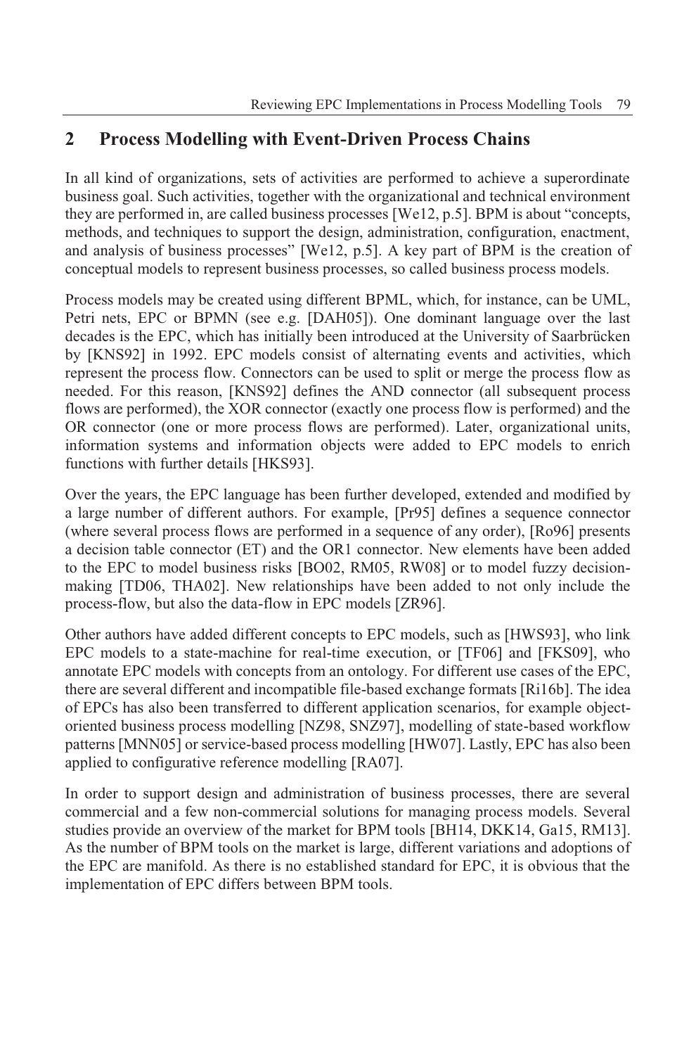## 2 Process Modelling with Event-Driven Process Chains

In all kind of organizations, sets of activities are performed to achieve a superordinate business goal. Such activities, together with the organizational and technical environment they are performed in, are called business processes [We12, p.5]. BPM is about "concepts, methods, and techniques to support the design, administration, configuration, enactment, and analysis of business processes" [We12, p.5]. A key part of BPM is the creation of conceptual models to represent business processes, so called business process models.

Process models may be created using different BPML, which, for instance, can be UML, Petri nets, EPC or BPMN (see e.g. [DAH05]). One dominant language over the last decades is the EPC, which has initially been introduced at the University of Saarbrücken by [KNS92] in 1992. EPC models consist of alternating events and activities, which represent the process flow. Connectors can be used to split or merge the process flow as needed. For this reason, [KNS92] defines the AND connector (all subsequent process flows are performed), the XOR connector (exactly one process flow is performed) and the OR connector (one or more process flows are performed). Later, organizational units, information systems and information objects were added to EPC models to enrich functions with further details [HKS93].

Over the years, the EPC language has been further developed, extended and modified by a large number of different authors. For example, [Pr95] defines a sequence connector (where several process flows are performed in a sequence of any order), [Ro96] presents a decision table connector (ET) and the OR1 connector. New elements have been added to the EPC to model business risks [BO02, RM05, RW08] or to model fuzzy decision-making [TD06, THA02]. New relationships have been added to not only include the process-flow, but also the data-flow in EPC models [ZR96].

Other authors have added different concepts to EPC models, such as [HWS93], who link EPC models to a state-machine for real-time execution, or [TF06] and [FKS09], who annotate EPC models with concepts from an ontology. For different use cases of the EPC, there are several different and incompatible file-based exchange formats [Ri16b]. The idea of EPCs has also been transferred to different application scenarios, for example object-oriented business process modelling [NZ98, SNZ97], modelling of state-based workflow patterns [MNN05] or service-based process modelling [HW07]. Lastly, EPC has also been applied to configurative reference modelling [RA07].

In order to support design and administration of business processes, there are several commercial and a few non-commercial solutions for managing process models. Several studies provide an overview of the market for BPM tools [BH14, DKK14, Ga15, RM13]. As the number of BPM tools on the market is large, different variations and adoptions of the EPC are manifold. As there is no established standard for EPC, it is obvious that the implementation of EPC differs between BPM tools.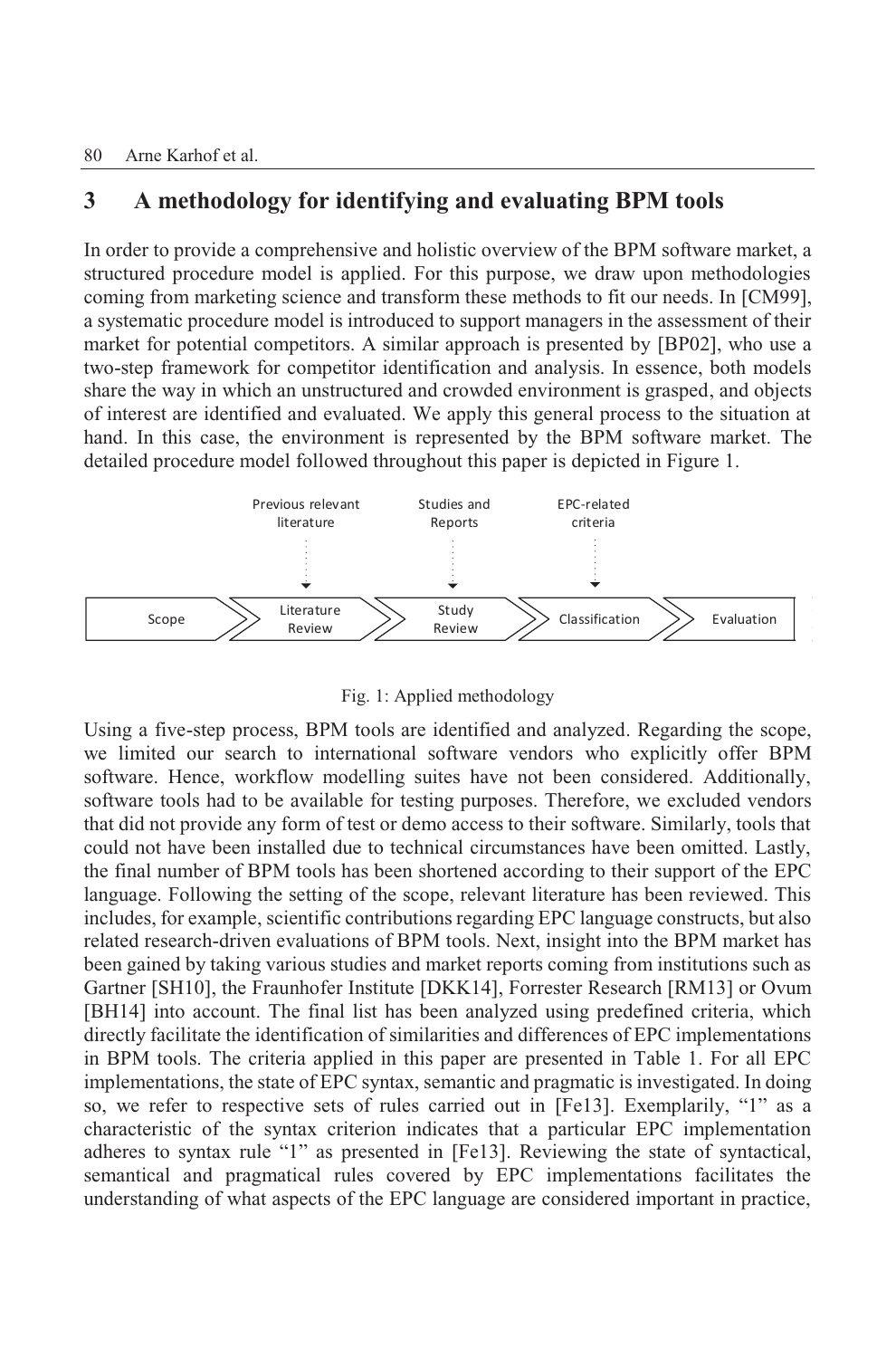## 3 A methodology for identifying and evaluating BPM tools

In order to provide a comprehensive and holistic overview of the BPM software market, a structured procedure model is applied. For this purpose, we draw upon methodologies coming from marketing science and transform these methods to fit our needs. In [CM99], a systematic procedure model is introduced to support managers in the assessment of their market for potential competitors. A similar approach is presented by [BP02], who use a two-step framework for competitor identification and analysis. In essence, both models share the way in which an unstructured and crowded environment is grasped, and objects of interest are identified and evaluated. We apply this general process to the situation at hand. In this case, the environment is represented by the BPM software market. The detailed procedure model followed throughout this paper is depicted in Figure 1.

Previous relevant literature → Literature Review; Studies and Reports → Study Review; EPC-related criteria → Classification

Scope → Literature Review → Study Review → Classification → Evaluation

Fig. 1: Applied methodology

Using a five-step process, BPM tools are identified and analyzed. Regarding the scope, we limited our search to international software vendors who explicitly offer BPM software. Hence, workflow modelling suites have not been considered. Additionally, software tools had to be available for testing purposes. Therefore, we excluded vendors that did not provide any form of test or demo access to their software. Similarly, tools that could not have been installed due to technical circumstances have been omitted. Lastly, the final number of BPM tools has been shortened according to their support of the EPC language. Following the setting of the scope, relevant literature has been reviewed. This includes, for example, scientific contributions regarding EPC language constructs, but also related research-driven evaluations of BPM tools. Next, insight into the BPM market has been gained by taking various studies and market reports coming from institutions such as Gartner [SH10], the Fraunhofer Institute [DKK14], Forrester Research [RM13] or Ovum [BH14] into account. The final list has been analyzed using predefined criteria, which directly facilitate the identification of similarities and differences of EPC implementations in BPM tools. The criteria applied in this paper are presented in Table 1. For all EPC implementations, the state of EPC syntax, semantic and pragmatic is investigated. In doing so, we refer to respective sets of rules carried out in [Fe13]. Exemplarily, "1" as a characteristic of the syntax criterion indicates that a particular EPC implementation adheres to syntax rule "1" as presented in [Fe13]. Reviewing the state of syntactical, semantical and pragmatical rules covered by EPC implementations facilitates the understanding of what aspects of the EPC language are considered important in practice,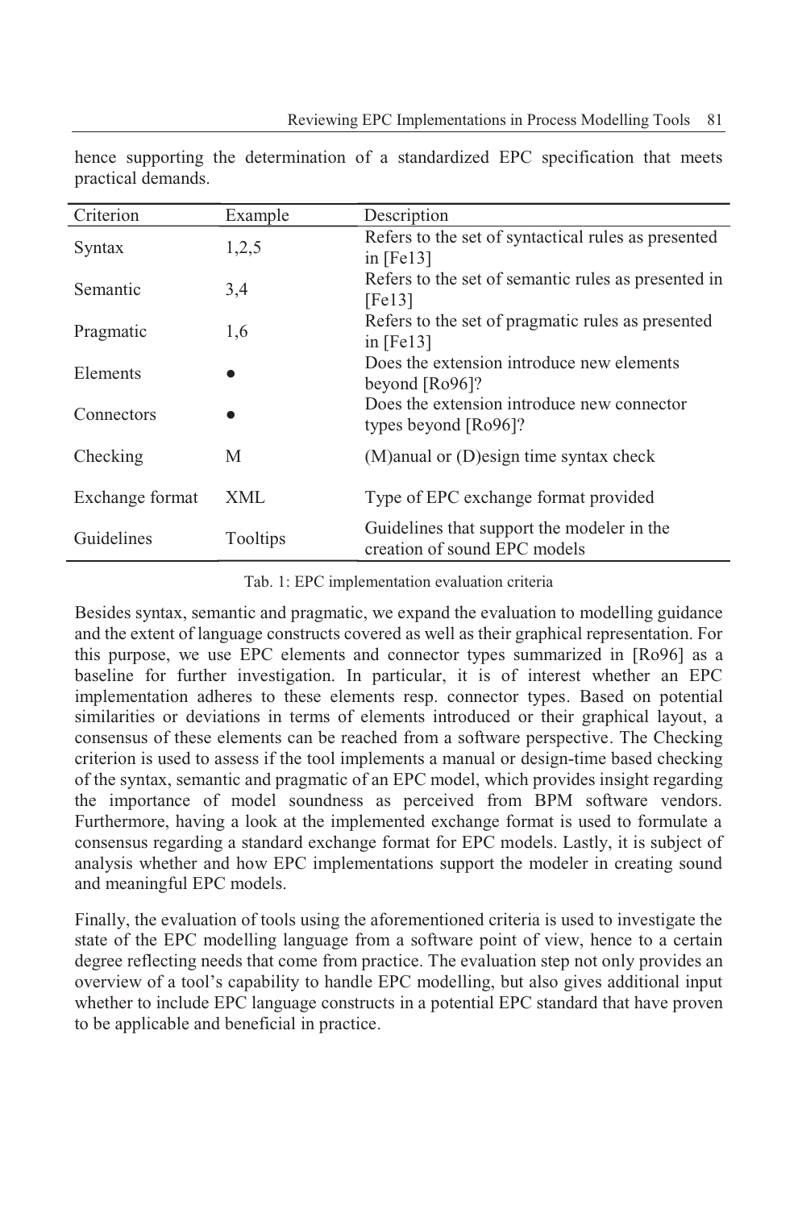hence supporting the determination of a standardized EPC specification that meets practical demands.

| Criterion | Example | Description |
|---|---|---|
| Syntax | 1,2,5 | Refers to the set of syntactical rules as presented in [Fe13] |
| Semantic | 3,4 | Refers to the set of semantic rules as presented in [Fe13] |
| Pragmatic | 1,6 | Refers to the set of pragmatic rules as presented in [Fe13] |
| Elements | ● | Does the extension introduce new elements beyond [Ro96]? |
| Connectors | ● | Does the extension introduce new connector types beyond [Ro96]? |
| Checking | M | (M)anual or (D)esign time syntax check |
| Exchange format | XML | Type of EPC exchange format provided |
| Guidelines | Tooltips | Guidelines that support the modeler in the creation of sound EPC models |

Tab. 1: EPC implementation evaluation criteria

Besides syntax, semantic and pragmatic, we expand the evaluation to modelling guidance and the extent of language constructs covered as well as their graphical representation. For this purpose, we use EPC elements and connector types summarized in [Ro96] as a baseline for further investigation. In particular, it is of interest whether an EPC implementation adheres to these elements resp. connector types. Based on potential similarities or deviations in terms of elements introduced or their graphical layout, a consensus of these elements can be reached from a software perspective. The Checking criterion is used to assess if the tool implements a manual or design-time based checking of the syntax, semantic and pragmatic of an EPC model, which provides insight regarding the importance of model soundness as perceived from BPM software vendors. Furthermore, having a look at the implemented exchange format is used to formulate a consensus regarding a standard exchange format for EPC models. Lastly, it is subject of analysis whether and how EPC implementations support the modeler in creating sound and meaningful EPC models.

Finally, the evaluation of tools using the aforementioned criteria is used to investigate the state of the EPC modelling language from a software point of view, hence to a certain degree reflecting needs that come from practice. The evaluation step not only provides an overview of a tool's capability to handle EPC modelling, but also gives additional input whether to include EPC language constructs in a potential EPC standard that have proven to be applicable and beneficial in practice.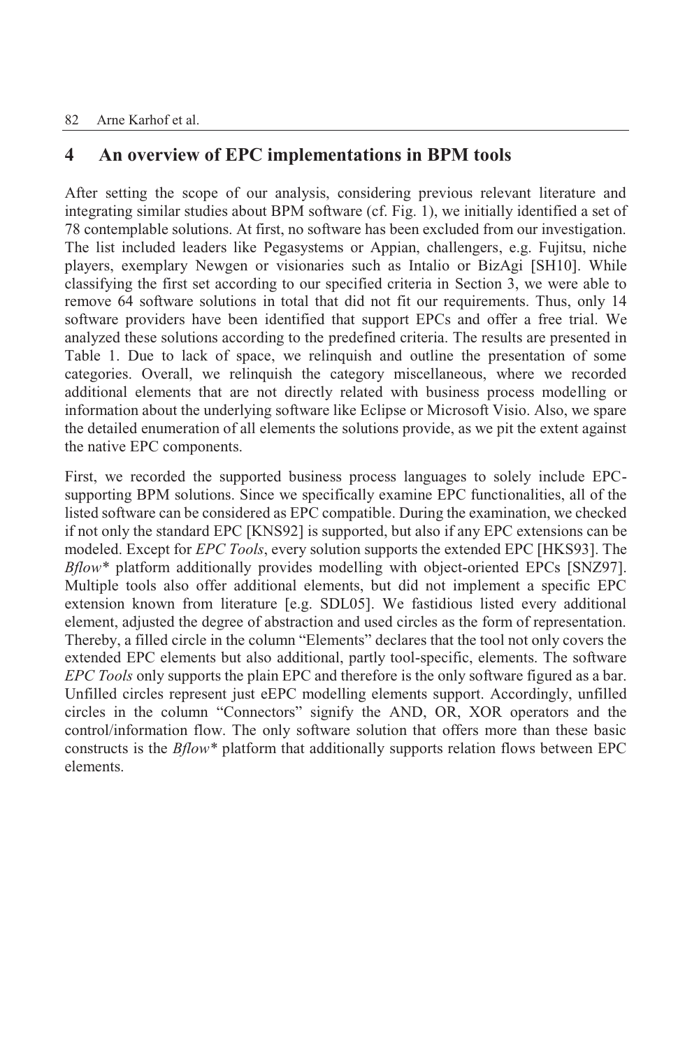## 4 An overview of EPC implementations in BPM tools

After setting the scope of our analysis, considering previous relevant literature and integrating similar studies about BPM software (cf. Fig. 1), we initially identified a set of 78 contemplable solutions. At first, no software has been excluded from our investigation. The list included leaders like Pegasystems or Appian, challengers, e.g. Fujitsu, niche players, exemplary Newgen or visionaries such as Intalio or BizAgi [SH10]. While classifying the first set according to our specified criteria in Section 3, we were able to remove 64 software solutions in total that did not fit our requirements. Thus, only 14 software providers have been identified that support EPCs and offer a free trial. We analyzed these solutions according to the predefined criteria. The results are presented in Table 1. Due to lack of space, we relinquish and outline the presentation of some categories. Overall, we relinquish the category miscellaneous, where we recorded additional elements that are not directly related with business process modelling or information about the underlying software like Eclipse or Microsoft Visio. Also, we spare the detailed enumeration of all elements the solutions provide, as we pit the extent against the native EPC components.

First, we recorded the supported business process languages to solely include EPC-supporting BPM solutions. Since we specifically examine EPC functionalities, all of the listed software can be considered as EPC compatible. During the examination, we checked if not only the standard EPC [KNS92] is supported, but also if any EPC extensions can be modeled. Except for *EPC Tools*, every solution supports the extended EPC [HKS93]. The *Bflow\** platform additionally provides modelling with object-oriented EPCs [SNZ97]. Multiple tools also offer additional elements, but did not implement a specific EPC extension known from literature [e.g. SDL05]. We fastidious listed every additional element, adjusted the degree of abstraction and used circles as the form of representation. Thereby, a filled circle in the column "Elements" declares that the tool not only covers the extended EPC elements but also additional, partly tool-specific, elements. The software *EPC Tools* only supports the plain EPC and therefore is the only software figured as a bar. Unfilled circles represent just eEPC modelling elements support. Accordingly, unfilled circles in the column "Connectors" signify the AND, OR, XOR operators and the control/information flow. The only software solution that offers more than these basic constructs is the *Bflow\** platform that additionally supports relation flows between EPC elements.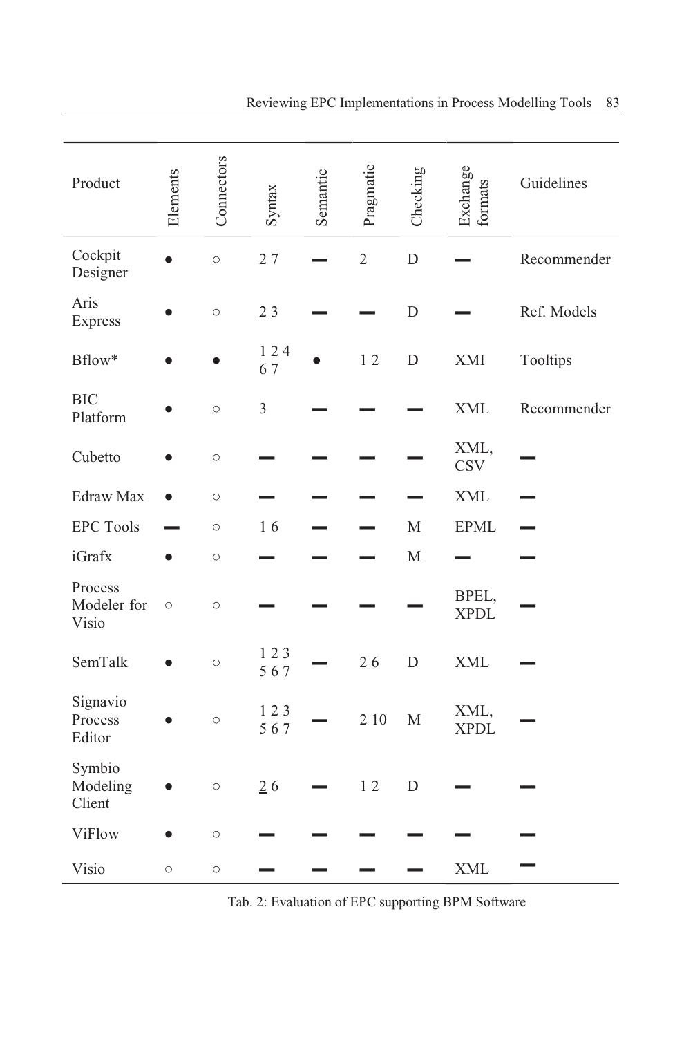| Product | Elements | Connectors | Syntax | Semantic | Pragmatic | Checking | Exchange formats | Guidelines |
|---|---|---|---|---|---|---|---|---|
| Cockpit Designer | ● | ○ | 2 7 | ▬ | 2 | D | ▬ | Recommender |
| Aris Express | ● | ○ | <u>2</u> 3 | ▬ | ▬ | D | ▬ | Ref. Models |
| Bflow* | ● | ● | 1 2 4 6 7 | ● | 1 2 | D | XMI | Tooltips |
| BIC Platform | ● | ○ | 3 | ▬ | ▬ | ▬ | XML | Recommender |
| Cubetto | ● | ○ | ▬ | ▬ | ▬ | ▬ | XML, CSV | ▬ |
| Edraw Max | ● | ○ | ▬ | ▬ | ▬ | ▬ | XML | ▬ |
| EPC Tools | ▬ | ○ | 1 6 | ▬ | ▬ | M | EPML | ▬ |
| iGrafx | ● | ○ | ▬ | ▬ | ▬ | M | ▬ | ▬ |
| Process Modeler for Visio | ○ | ○ | ▬ | ▬ | ▬ | ▬ | BPEL, XPDL | ▬ |
| SemTalk | ● | ○ | 1 2 3 5 6 7 | ▬ | 2 6 | D | XML | ▬ |
| Signavio Process Editor | ● | ○ | 1 <u>2</u> 3 5 6 7 | ▬ | 2 10 | M | XML, XPDL | ▬ |
| Symbio Modeling Client | ● | ○ | <u>2</u> 6 | ▬ | 1 2 | D | ▬ | ▬ |
| ViFlow | ● | ○ | ▬ | ▬ | ▬ | ▬ | ▬ | ▬ |
| Visio | ○ | ○ | ▬ | ▬ | ▬ | ▬ | XML | ▬ |

Tab. 2: Evaluation of EPC supporting BPM Software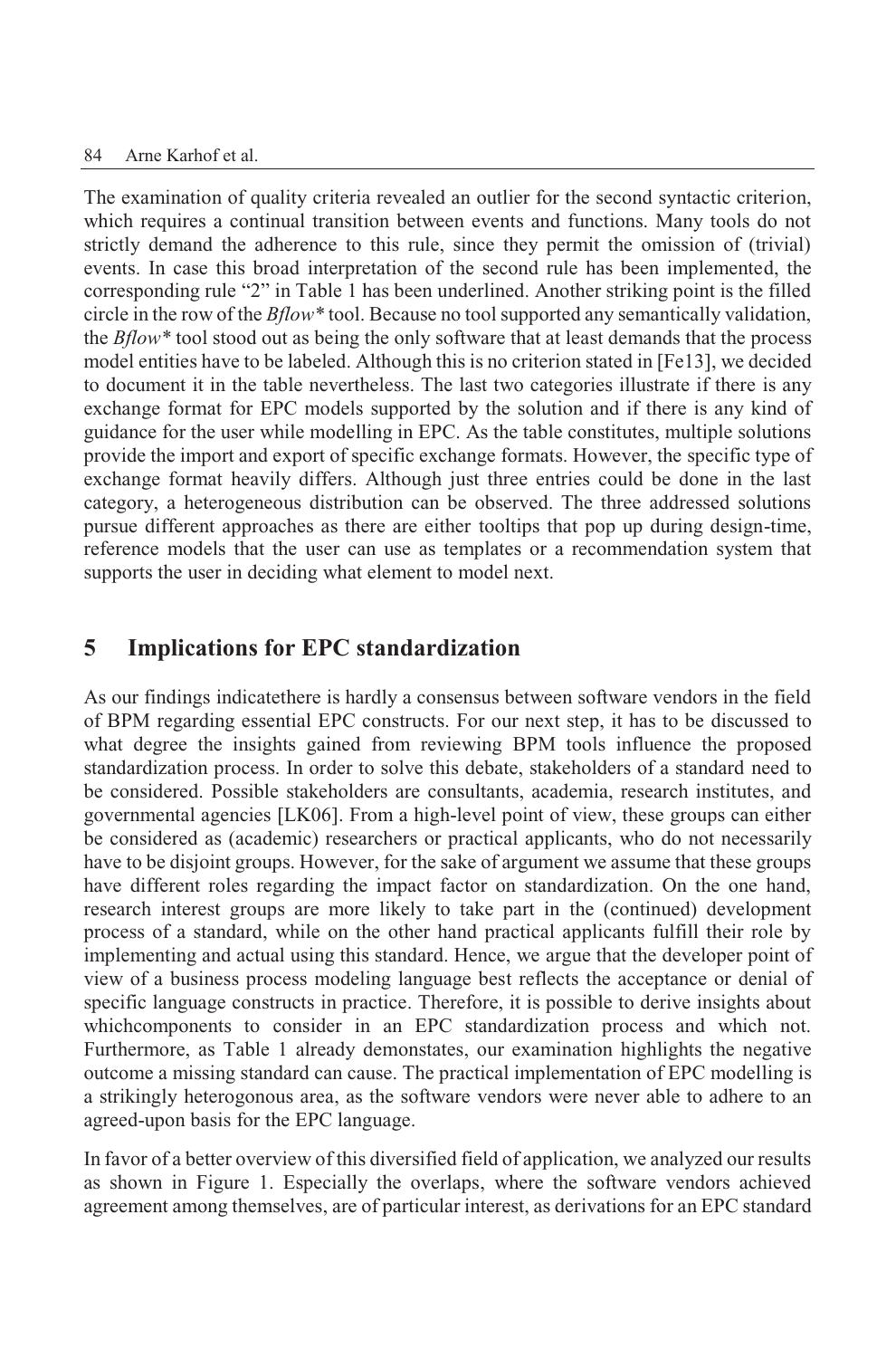The examination of quality criteria revealed an outlier for the second syntactic criterion, which requires a continual transition between events and functions. Many tools do not strictly demand the adherence to this rule, since they permit the omission of (trivial) events. In case this broad interpretation of the second rule has been implemented, the corresponding rule "2" in Table 1 has been underlined. Another striking point is the filled circle in the row of the *Bflow** tool. Because no tool supported any semantically validation, the *Bflow** tool stood out as being the only software that at least demands that the process model entities have to be labeled. Although this is no criterion stated in [Fe13], we decided to document it in the table nevertheless. The last two categories illustrate if there is any exchange format for EPC models supported by the solution and if there is any kind of guidance for the user while modelling in EPC. As the table constitutes, multiple solutions provide the import and export of specific exchange formats. However, the specific type of exchange format heavily differs. Although just three entries could be done in the last category, a heterogeneous distribution can be observed. The three addressed solutions pursue different approaches as there are either tooltips that pop up during design-time, reference models that the user can use as templates or a recommendation system that supports the user in deciding what element to model next.

## 5 Implications for EPC standardization

As our findings indicatethere is hardly a consensus between software vendors in the field of BPM regarding essential EPC constructs. For our next step, it has to be discussed to what degree the insights gained from reviewing BPM tools influence the proposed standardization process. In order to solve this debate, stakeholders of a standard need to be considered. Possible stakeholders are consultants, academia, research institutes, and governmental agencies [LK06]. From a high-level point of view, these groups can either be considered as (academic) researchers or practical applicants, who do not necessarily have to be disjoint groups. However, for the sake of argument we assume that these groups have different roles regarding the impact factor on standardization. On the one hand, research interest groups are more likely to take part in the (continued) development process of a standard, while on the other hand practical applicants fulfill their role by implementing and actual using this standard. Hence, we argue that the developer point of view of a business process modeling language best reflects the acceptance or denial of specific language constructs in practice. Therefore, it is possible to derive insights about whichcomponents to consider in an EPC standardization process and which not. Furthermore, as Table 1 already demonstates, our examination highlights the negative outcome a missing standard can cause. The practical implementation of EPC modelling is a strikingly heterogonous area, as the software vendors were never able to adhere to an agreed-upon basis for the EPC language.

In favor of a better overview of this diversified field of application, we analyzed our results as shown in Figure 1. Especially the overlaps, where the software vendors achieved agreement among themselves, are of particular interest, as derivations for an EPC standard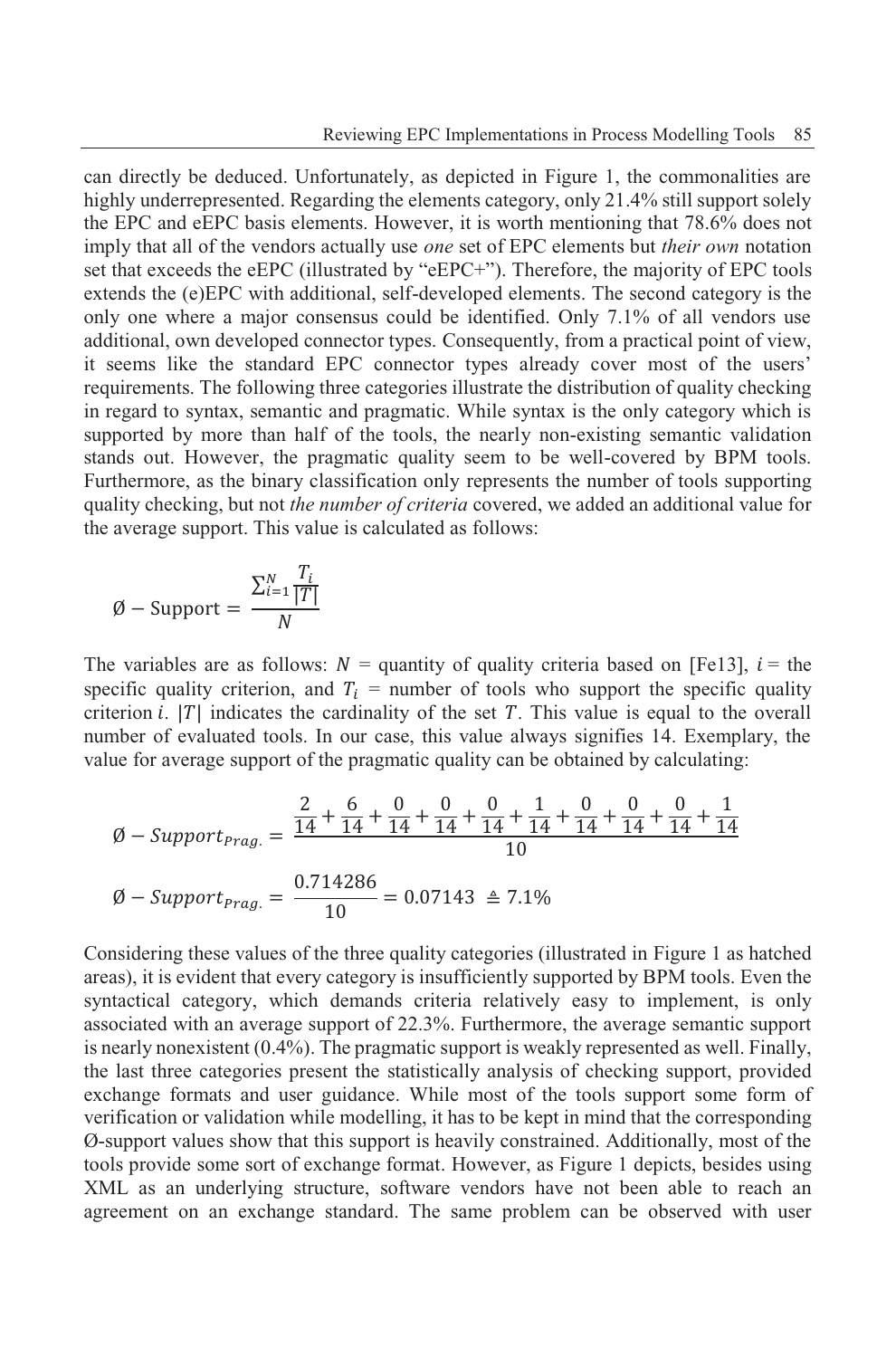can directly be deduced. Unfortunately, as depicted in Figure 1, the commonalities are highly underrepresented. Regarding the elements category, only 21.4% still support solely the EPC and eEPC basis elements. However, it is worth mentioning that 78.6% does not imply that all of the vendors actually use *one* set of EPC elements but *their own* notation set that exceeds the eEPC (illustrated by "eEPC+"). Therefore, the majority of EPC tools extends the (e)EPC with additional, self-developed elements. The second category is the only one where a major consensus could be identified. Only 7.1% of all vendors use additional, own developed connector types. Consequently, from a practical point of view, it seems like the standard EPC connector types already cover most of the users' requirements. The following three categories illustrate the distribution of quality checking in regard to syntax, semantic and pragmatic. While syntax is the only category which is supported by more than half of the tools, the nearly non-existing semantic validation stands out. However, the pragmatic quality seem to be well-covered by BPM tools. Furthermore, as the binary classification only represents the number of tools supporting quality checking, but not *the number of criteria* covered, we added an additional value for the average support. This value is calculated as follows:

$$\text{Ø} - \text{Support} = \frac{\sum_{i=1}^{N} \frac{T_i}{|T|}}{N}$$

The variables are as follows: $N$ = quantity of quality criteria based on [Fe13], $i$ = the specific quality criterion, and $T_i$ = number of tools who support the specific quality criterion $i$. $|T|$ indicates the cardinality of the set $T$. This value is equal to the overall number of evaluated tools. In our case, this value always signifies 14. Exemplary, the value for average support of the pragmatic quality can be obtained by calculating:

$$\text{Ø} - Support_{Prag.} = \frac{\frac{2}{14} + \frac{6}{14} + \frac{0}{14} + \frac{0}{14} + \frac{0}{14} + \frac{1}{14} + \frac{0}{14} + \frac{0}{14} + \frac{0}{14} + \frac{1}{14}}{10}$$

$$\text{Ø} - Support_{Prag.} = \frac{0.714286}{10} = 0.07143 \triangleq 7.1\%$$

Considering these values of the three quality categories (illustrated in Figure 1 as hatched areas), it is evident that every category is insufficiently supported by BPM tools. Even the syntactical category, which demands criteria relatively easy to implement, is only associated with an average support of 22.3%. Furthermore, the average semantic support is nearly nonexistent (0.4%). The pragmatic support is weakly represented as well. Finally, the last three categories present the statistically analysis of checking support, provided exchange formats and user guidance. While most of the tools support some form of verification or validation while modelling, it has to be kept in mind that the corresponding Ø-support values show that this support is heavily constrained. Additionally, most of the tools provide some sort of exchange format. However, as Figure 1 depicts, besides using XML as an underlying structure, software vendors have not been able to reach an agreement on an exchange standard. The same problem can be observed with user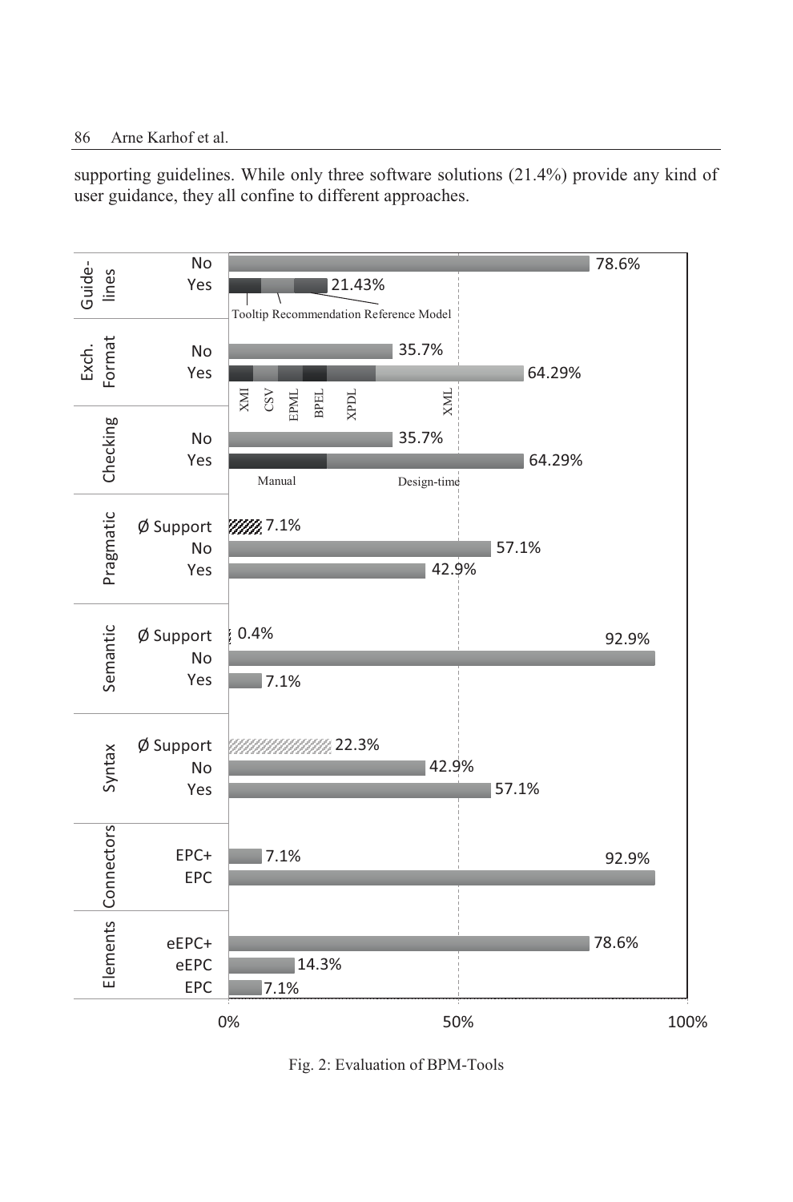supporting guidelines. While only three software solutions (21.4%) provide any kind of user guidance, they all confine to different approaches.

Fig. 2: Evaluation of BPM-Tools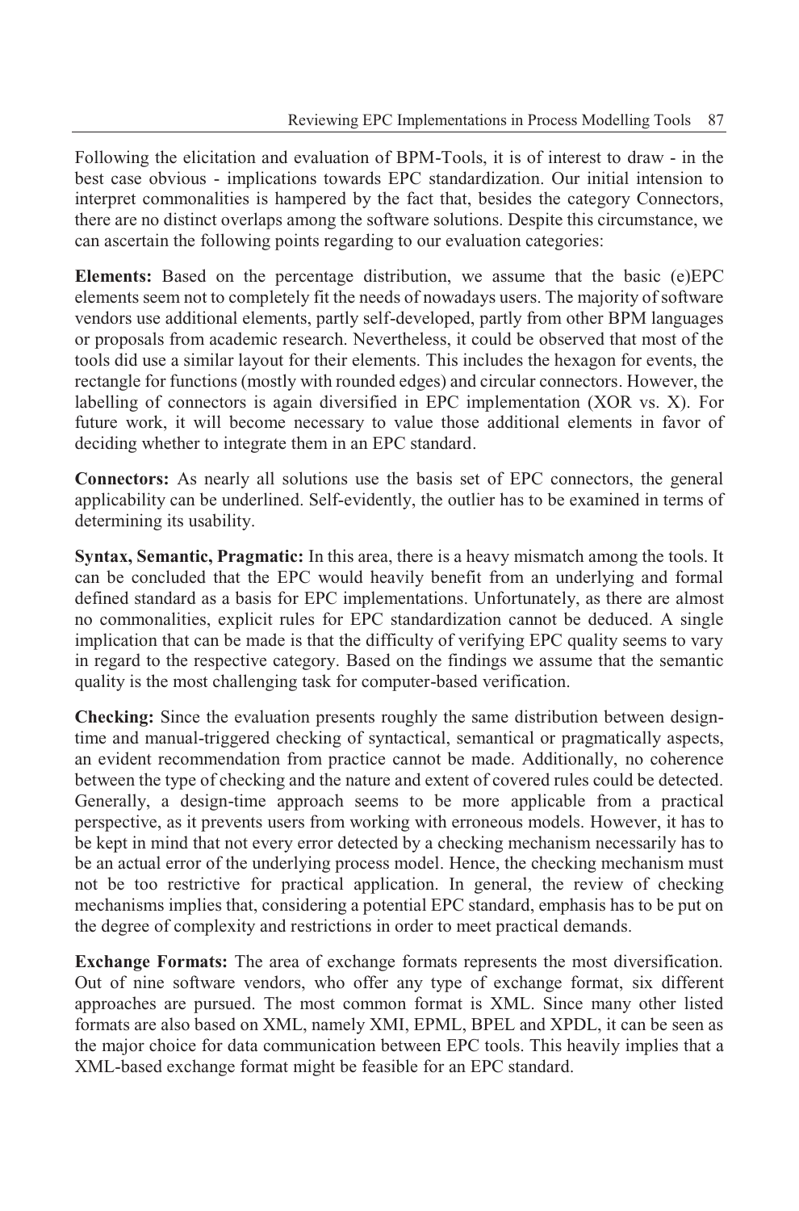Following the elicitation and evaluation of BPM-Tools, it is of interest to draw - in the best case obvious - implications towards EPC standardization. Our initial intension to interpret commonalities is hampered by the fact that, besides the category Connectors, there are no distinct overlaps among the software solutions. Despite this circumstance, we can ascertain the following points regarding to our evaluation categories:

**Elements:** Based on the percentage distribution, we assume that the basic (e)EPC elements seem not to completely fit the needs of nowadays users. The majority of software vendors use additional elements, partly self-developed, partly from other BPM languages or proposals from academic research. Nevertheless, it could be observed that most of the tools did use a similar layout for their elements. This includes the hexagon for events, the rectangle for functions (mostly with rounded edges) and circular connectors. However, the labelling of connectors is again diversified in EPC implementation (XOR vs. X). For future work, it will become necessary to value those additional elements in favor of deciding whether to integrate them in an EPC standard.

**Connectors:** As nearly all solutions use the basis set of EPC connectors, the general applicability can be underlined. Self-evidently, the outlier has to be examined in terms of determining its usability.

**Syntax, Semantic, Pragmatic:** In this area, there is a heavy mismatch among the tools. It can be concluded that the EPC would heavily benefit from an underlying and formal defined standard as a basis for EPC implementations. Unfortunately, as there are almost no commonalities, explicit rules for EPC standardization cannot be deduced. A single implication that can be made is that the difficulty of verifying EPC quality seems to vary in regard to the respective category. Based on the findings we assume that the semantic quality is the most challenging task for computer-based verification.

**Checking:** Since the evaluation presents roughly the same distribution between design-time and manual-triggered checking of syntactical, semantical or pragmatically aspects, an evident recommendation from practice cannot be made. Additionally, no coherence between the type of checking and the nature and extent of covered rules could be detected. Generally, a design-time approach seems to be more applicable from a practical perspective, as it prevents users from working with erroneous models. However, it has to be kept in mind that not every error detected by a checking mechanism necessarily has to be an actual error of the underlying process model. Hence, the checking mechanism must not be too restrictive for practical application. In general, the review of checking mechanisms implies that, considering a potential EPC standard, emphasis has to be put on the degree of complexity and restrictions in order to meet practical demands.

**Exchange Formats:** The area of exchange formats represents the most diversification. Out of nine software vendors, who offer any type of exchange format, six different approaches are pursued. The most common format is XML. Since many other listed formats are also based on XML, namely XMI, EPML, BPEL and XPDL, it can be seen as the major choice for data communication between EPC tools. This heavily implies that a XML-based exchange format might be feasible for an EPC standard.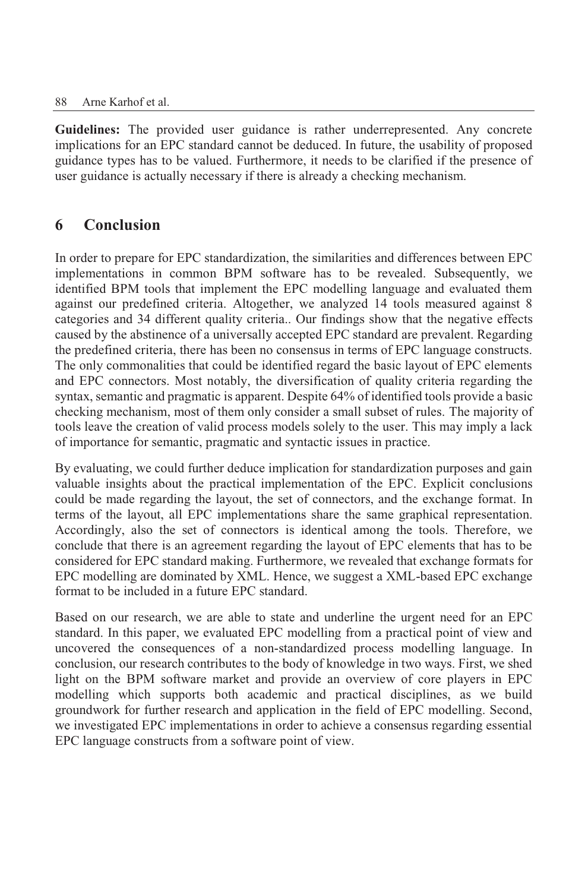**Guidelines:** The provided user guidance is rather underrepresented. Any concrete implications for an EPC standard cannot be deduced. In future, the usability of proposed guidance types has to be valued. Furthermore, it needs to be clarified if the presence of user guidance is actually necessary if there is already a checking mechanism.

## 6 Conclusion

In order to prepare for EPC standardization, the similarities and differences between EPC implementations in common BPM software has to be revealed. Subsequently, we identified BPM tools that implement the EPC modelling language and evaluated them against our predefined criteria. Altogether, we analyzed 14 tools measured against 8 categories and 34 different quality criteria.. Our findings show that the negative effects caused by the abstinence of a universally accepted EPC standard are prevalent. Regarding the predefined criteria, there has been no consensus in terms of EPC language constructs. The only commonalities that could be identified regard the basic layout of EPC elements and EPC connectors. Most notably, the diversification of quality criteria regarding the syntax, semantic and pragmatic is apparent. Despite 64% of identified tools provide a basic checking mechanism, most of them only consider a small subset of rules. The majority of tools leave the creation of valid process models solely to the user. This may imply a lack of importance for semantic, pragmatic and syntactic issues in practice.

By evaluating, we could further deduce implication for standardization purposes and gain valuable insights about the practical implementation of the EPC. Explicit conclusions could be made regarding the layout, the set of connectors, and the exchange format. In terms of the layout, all EPC implementations share the same graphical representation. Accordingly, also the set of connectors is identical among the tools. Therefore, we conclude that there is an agreement regarding the layout of EPC elements that has to be considered for EPC standard making. Furthermore, we revealed that exchange formats for EPC modelling are dominated by XML. Hence, we suggest a XML-based EPC exchange format to be included in a future EPC standard.

Based on our research, we are able to state and underline the urgent need for an EPC standard. In this paper, we evaluated EPC modelling from a practical point of view and uncovered the consequences of a non-standardized process modelling language. In conclusion, our research contributes to the body of knowledge in two ways. First, we shed light on the BPM software market and provide an overview of core players in EPC modelling which supports both academic and practical disciplines, as we build groundwork for further research and application in the field of EPC modelling. Second, we investigated EPC implementations in order to achieve a consensus regarding essential EPC language constructs from a software point of view.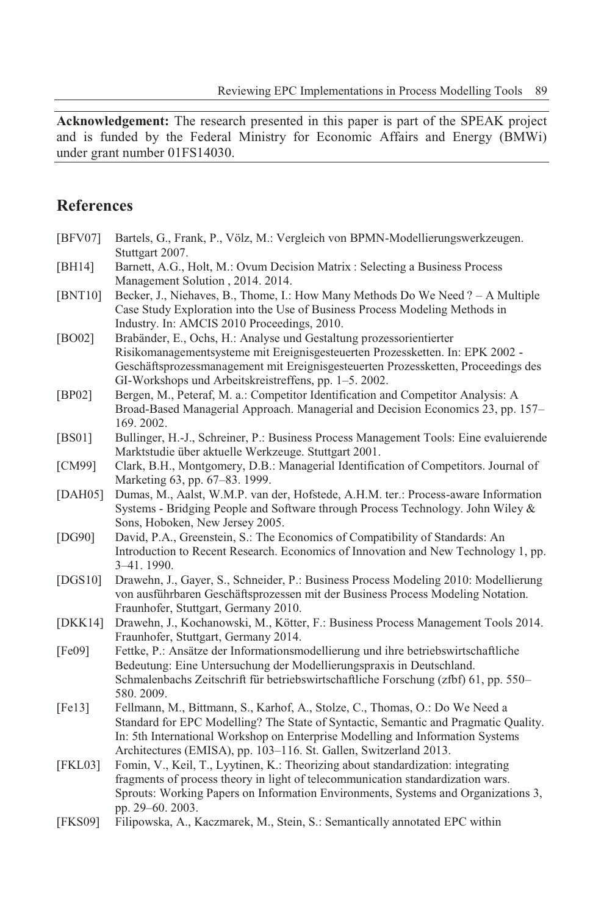**Acknowledgement:** The research presented in this paper is part of the SPEAK project and is funded by the Federal Ministry for Economic Affairs and Energy (BMWi) under grant number 01FS14030.

## References

[BFV07] Bartels, G., Frank, P., Völz, M.: Vergleich von BPMN-Modellierungswerkzeugen. Stuttgart 2007.

[BH14] Barnett, A.G., Holt, M.: Ovum Decision Matrix : Selecting a Business Process Management Solution , 2014. 2014.

[BNT10] Becker, J., Niehaves, B., Thome, I.: How Many Methods Do We Need ? – A Multiple Case Study Exploration into the Use of Business Process Modeling Methods in Industry. In: AMCIS 2010 Proceedings, 2010.

[BO02] Brabänder, E., Ochs, H.: Analyse und Gestaltung prozessorientierter Risikomanagementsysteme mit Ereignisgesteuerten Prozessketten. In: EPK 2002 - Geschäftsprozessmanagement mit Ereignisgesteuerten Prozessketten, Proceedings des GI-Workshops und Arbeitskreistreffens, pp. 1–5. 2002.

[BP02] Bergen, M., Peteraf, M. a.: Competitor Identification and Competitor Analysis: A Broad-Based Managerial Approach. Managerial and Decision Economics 23, pp. 157–169. 2002.

[BS01] Bullinger, H.-J., Schreiner, P.: Business Process Management Tools: Eine evaluierende Marktstudie über aktuelle Werkzeuge. Stuttgart 2001.

[CM99] Clark, B.H., Montgomery, D.B.: Managerial Identification of Competitors. Journal of Marketing 63, pp. 67–83. 1999.

[DAH05] Dumas, M., Aalst, W.M.P. van der, Hofstede, A.H.M. ter.: Process-aware Information Systems - Bridging People and Software through Process Technology. John Wiley & Sons, Hoboken, New Jersey 2005.

[DG90] David, P.A., Greenstein, S.: The Economics of Compatibility of Standards: An Introduction to Recent Research. Economics of Innovation and New Technology 1, pp. 3–41. 1990.

[DGS10] Drawehn, J., Gayer, S., Schneider, P.: Business Process Modeling 2010: Modellierung von ausführbaren Geschäftsprozessen mit der Business Process Modeling Notation. Fraunhofer, Stuttgart, Germany 2010.

[DKK14] Drawehn, J., Kochanowski, M., Kötter, F.: Business Process Management Tools 2014. Fraunhofer, Stuttgart, Germany 2014.

[Fe09] Fettke, P.: Ansätze der Informationsmodellierung und ihre betriebswirtschaftliche Bedeutung: Eine Untersuchung der Modellierungspraxis in Deutschland. Schmalenbachs Zeitschrift für betriebswirtschaftliche Forschung (zfbf) 61, pp. 550–580. 2009.

[Fe13] Fellmann, M., Bittmann, S., Karhof, A., Stolze, C., Thomas, O.: Do We Need a Standard for EPC Modelling? The State of Syntactic, Semantic and Pragmatic Quality. In: 5th International Workshop on Enterprise Modelling and Information Systems Architectures (EMISA), pp. 103–116. St. Gallen, Switzerland 2013.

[FKL03] Fomin, V., Keil, T., Lyytinen, K.: Theorizing about standardization: integrating fragments of process theory in light of telecommunication standardization wars. Sprouts: Working Papers on Information Environments, Systems and Organizations 3, pp. 29–60. 2003.

[FKS09] Filipowska, A., Kaczmarek, M., Stein, S.: Semantically annotated EPC within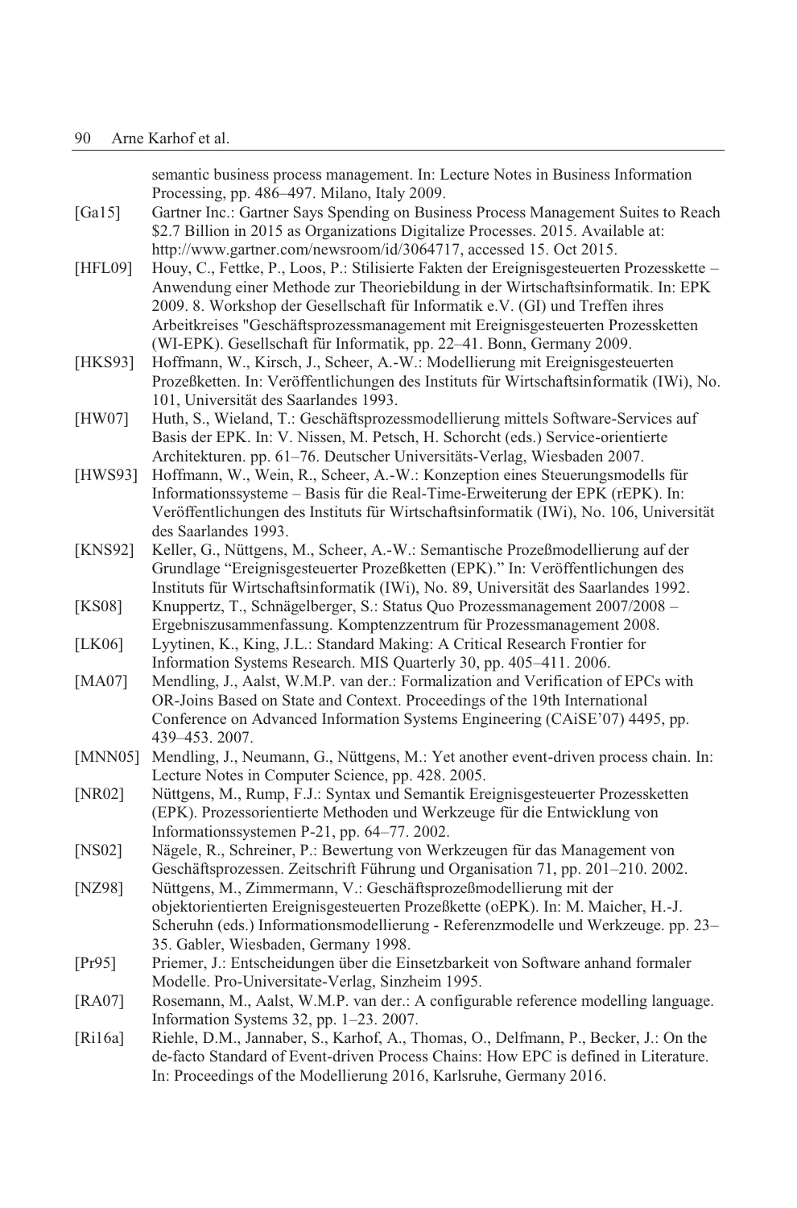semantic business process management. In: Lecture Notes in Business Information Processing, pp. 486–497. Milano, Italy 2009.

[Ga15] Gartner Inc.: Gartner Says Spending on Business Process Management Suites to Reach $2.7 Billion in 2015 as Organizations Digitalize Processes. 2015. Available at: http://www.gartner.com/newsroom/id/3064717, accessed 15. Oct 2015.

[HFL09] Houy, C., Fettke, P., Loos, P.: Stilisierte Fakten der Ereignisgesteuerten Prozesskette – Anwendung einer Methode zur Theoriebildung in der Wirtschaftsinformatik. In: EPK 2009. 8. Workshop der Gesellschaft für Informatik e.V. (GI) und Treffen ihres Arbeitkreises "Geschäftsprozessmanagement mit Ereignisgesteuerten Prozessketten (WI-EPK). Gesellschaft für Informatik, pp. 22–41. Bonn, Germany 2009.

[HKS93] Hoffmann, W., Kirsch, J., Scheer, A.-W.: Modellierung mit Ereignisgesteuerten Prozeßketten. In: Veröffentlichungen des Instituts für Wirtschaftsinformatik (IWi), No. 101, Universität des Saarlandes 1993.

[HW07] Huth, S., Wieland, T.: Geschäftsprozessmodellierung mittels Software-Services auf Basis der EPK. In: V. Nissen, M. Petsch, H. Schorcht (eds.) Service-orientierte Architekturen. pp. 61–76. Deutscher Universitäts-Verlag, Wiesbaden 2007.

[HWS93] Hoffmann, W., Wein, R., Scheer, A.-W.: Konzeption eines Steuerungsmodells für Informationssysteme – Basis für die Real-Time-Erweiterung der EPK (rEPK). In: Veröffentlichungen des Instituts für Wirtschaftsinformatik (IWi), No. 106, Universität des Saarlandes 1993.

[KNS92] Keller, G., Nüttgens, M., Scheer, A.-W.: Semantische Prozeßmodellierung auf der Grundlage "Ereignisgesteuerter Prozeßketten (EPK)." In: Veröffentlichungen des Instituts für Wirtschaftsinformatik (IWi), No. 89, Universität des Saarlandes 1992.

[KS08] Knuppertz, T., Schnägelberger, S.: Status Quo Prozessmanagement 2007/2008 – Ergebniszusammenfassung. Komptenzzentrum für Prozessmanagement 2008.

[LK06] Lyytinen, K., King, J.L.: Standard Making: A Critical Research Frontier for Information Systems Research. MIS Quarterly 30, pp. 405–411. 2006.

[MA07] Mendling, J., Aalst, W.M.P. van der.: Formalization and Verification of EPCs with OR-Joins Based on State and Context. Proceedings of the 19th International Conference on Advanced Information Systems Engineering (CAiSE'07) 4495, pp. 439–453. 2007.

[MNN05] Mendling, J., Neumann, G., Nüttgens, M.: Yet another event-driven process chain. In: Lecture Notes in Computer Science, pp. 428. 2005.

[NR02] Nüttgens, M., Rump, F.J.: Syntax und Semantik Ereignisgesteuerter Prozessketten (EPK). Prozessorientierte Methoden und Werkzeuge für die Entwicklung von Informationssystemen P-21, pp. 64–77. 2002.

[NS02] Nägele, R., Schreiner, P.: Bewertung von Werkzeugen für das Management von Geschäftsprozessen. Zeitschrift Führung und Organisation 71, pp. 201–210. 2002.

[NZ98] Nüttgens, M., Zimmermann, V.: Geschäftsprozeßmodellierung mit der objektorientierten Ereignisgesteuerten Prozeßkette (oEPK). In: M. Maicher, H.-J. Scheruhn (eds.) Informationsmodellierung - Referenzmodelle und Werkzeuge. pp. 23–35. Gabler, Wiesbaden, Germany 1998.

[Pr95] Priemer, J.: Entscheidungen über die Einsetzbarkeit von Software anhand formaler Modelle. Pro-Universitate-Verlag, Sinzheim 1995.

[RA07] Rosemann, M., Aalst, W.M.P. van der.: A configurable reference modelling language. Information Systems 32, pp. 1–23. 2007.

[Ri16a] Riehle, D.M., Jannaber, S., Karhof, A., Thomas, O., Delfmann, P., Becker, J.: On the de-facto Standard of Event-driven Process Chains: How EPC is defined in Literature. In: Proceedings of the Modellierung 2016, Karlsruhe, Germany 2016.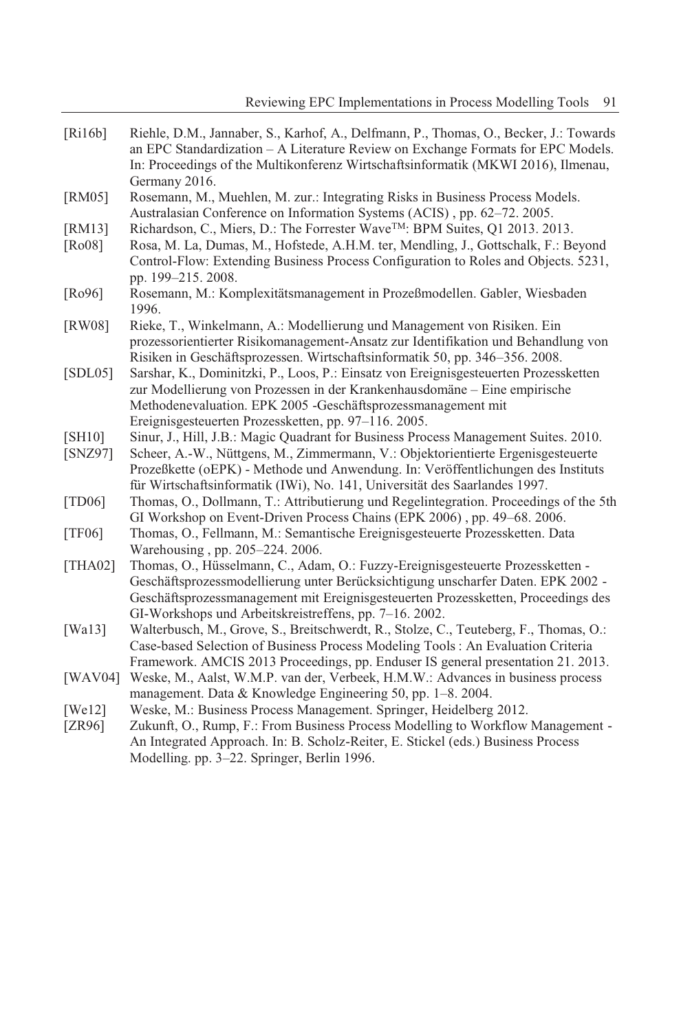[Ri16b] Riehle, D.M., Jannaber, S., Karhof, A., Delfmann, P., Thomas, O., Becker, J.: Towards an EPC Standardization – A Literature Review on Exchange Formats for EPC Models. In: Proceedings of the Multikonferenz Wirtschaftsinformatik (MKWI 2016), Ilmenau, Germany 2016.

[RM05] Rosemann, M., Muehlen, M. zur.: Integrating Risks in Business Process Models. Australasian Conference on Information Systems (ACIS) , pp. 62–72. 2005.

[RM13] Richardson, C., Miers, D.: The Forrester Wave™: BPM Suites, Q1 2013. 2013.

[Ro08] Rosa, M. La, Dumas, M., Hofstede, A.H.M. ter, Mendling, J., Gottschalk, F.: Beyond Control-Flow: Extending Business Process Configuration to Roles and Objects. 5231, pp. 199–215. 2008.

[Ro96] Rosemann, M.: Komplexitätsmanagement in Prozeßmodellen. Gabler, Wiesbaden 1996.

[RW08] Rieke, T., Winkelmann, A.: Modellierung und Management von Risiken. Ein prozessorientierter Risikomanagement-Ansatz zur Identifikation und Behandlung von Risiken in Geschäftsprozessen. Wirtschaftsinformatik 50, pp. 346–356. 2008.

[SDL05] Sarshar, K., Dominitzki, P., Loos, P.: Einsatz von Ereignisgesteuerten Prozessketten zur Modellierung von Prozessen in der Krankenhausdomäne – Eine empirische Methodenevaluation. EPK 2005 -Geschäftsprozessmanagement mit Ereignisgesteuerten Prozessketten, pp. 97–116. 2005.

[SH10] Sinur, J., Hill, J.B.: Magic Quadrant for Business Process Management Suites. 2010.

[SNZ97] Scheer, A.-W., Nüttgens, M., Zimmermann, V.: Objektorientierte Ergenisgesteuerte Prozeßkette (oEPK) - Methode und Anwendung. In: Veröffentlichungen des Instituts für Wirtschaftsinformatik (IWi), No. 141, Universität des Saarlandes 1997.

[TD06] Thomas, O., Dollmann, T.: Attributierung und Regelintegration. Proceedings of the 5th GI Workshop on Event-Driven Process Chains (EPK 2006) , pp. 49–68. 2006.

[TF06] Thomas, O., Fellmann, M.: Semantische Ereignisgesteuerte Prozessketten. Data Warehousing , pp. 205–224. 2006.

[THA02] Thomas, O., Hüsselmann, C., Adam, O.: Fuzzy-Ereignisgesteuerte Prozessketten - Geschäftsprozessmodellierung unter Berücksichtigung unscharfer Daten. EPK 2002 - Geschäftsprozessmanagement mit Ereignisgesteuerten Prozessketten, Proceedings des GI-Workshops und Arbeitskreistreffens, pp. 7–16. 2002.

[Wa13] Walterbusch, M., Grove, S., Breitschwerdt, R., Stolze, C., Teuteberg, F., Thomas, O.: Case-based Selection of Business Process Modeling Tools : An Evaluation Criteria Framework. AMCIS 2013 Proceedings, pp. Enduser IS general presentation 21. 2013.

[WAV04] Weske, M., Aalst, W.M.P. van der, Verbeek, H.M.W.: Advances in business process management. Data & Knowledge Engineering 50, pp. 1–8. 2004.

[We12] Weske, M.: Business Process Management. Springer, Heidelberg 2012.

[ZR96] Zukunft, O., Rump, F.: From Business Process Modelling to Workflow Management - An Integrated Approach. In: B. Scholz-Reiter, E. Stickel (eds.) Business Process Modelling. pp. 3–22. Springer, Berlin 1996.